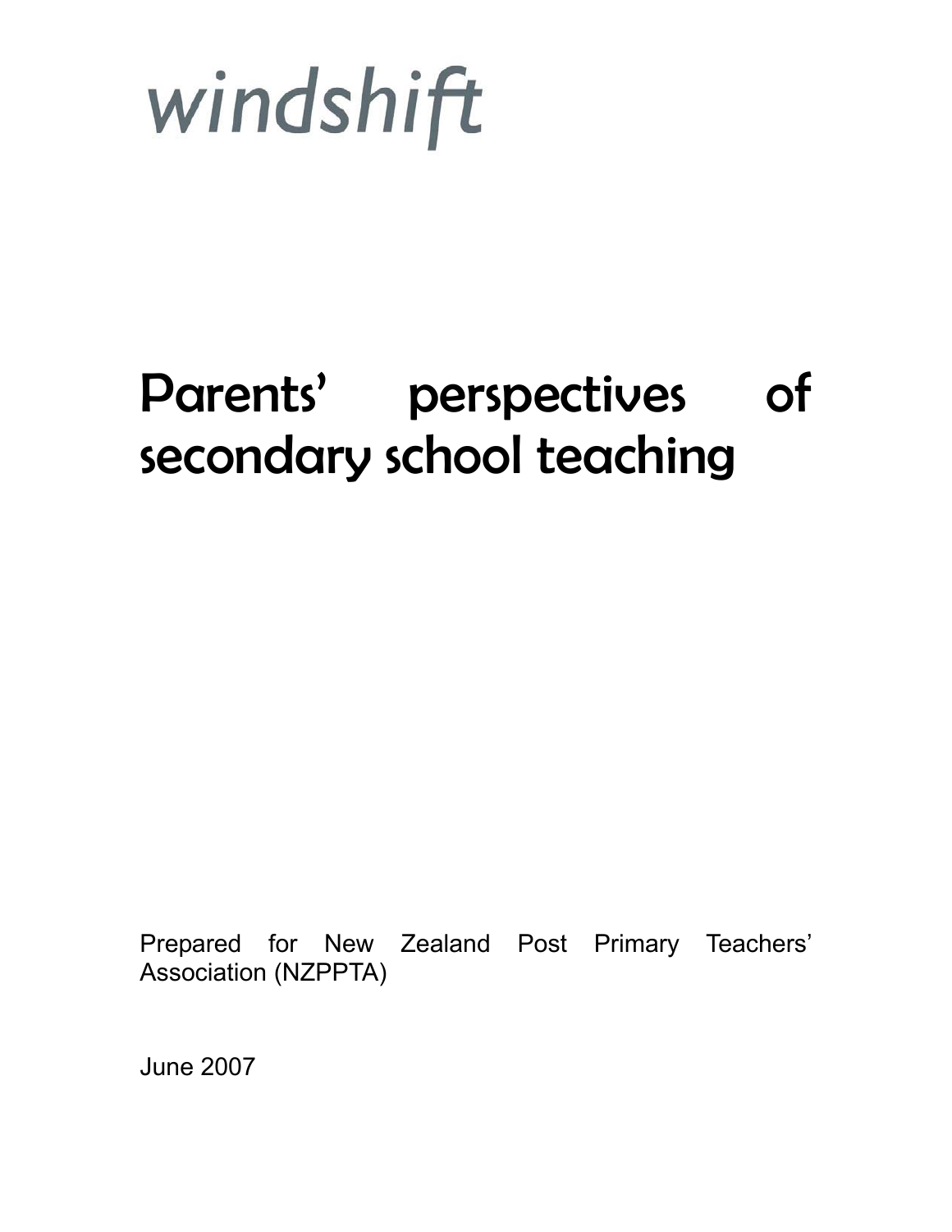windshift

# Parents' perspectives of secondary school teaching

Prepared for New Zealand Post Primary Teachers' Association (NZPPTA)

June 2007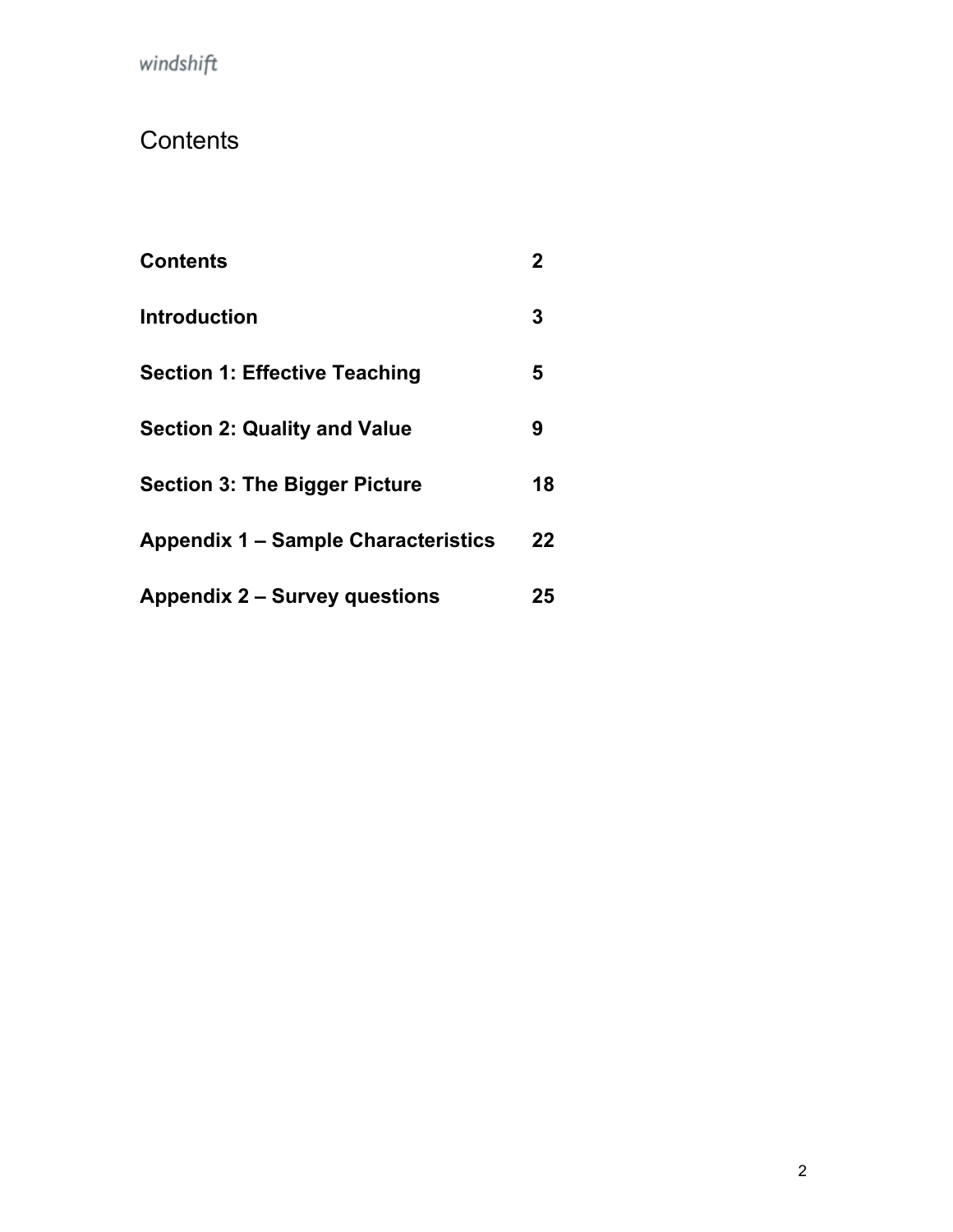# Contents

| | |
|---|---|
| **Contents** | **2** |
| **Introduction** | **3** |
| **Section 1: Effective Teaching** | **5** |
| **Section 2: Quality and Value** | **9** |
| **Section 3: The Bigger Picture** | **18** |
| **Appendix 1 – Sample Characteristics** | **22** |
| **Appendix 2 – Survey questions** | **25** |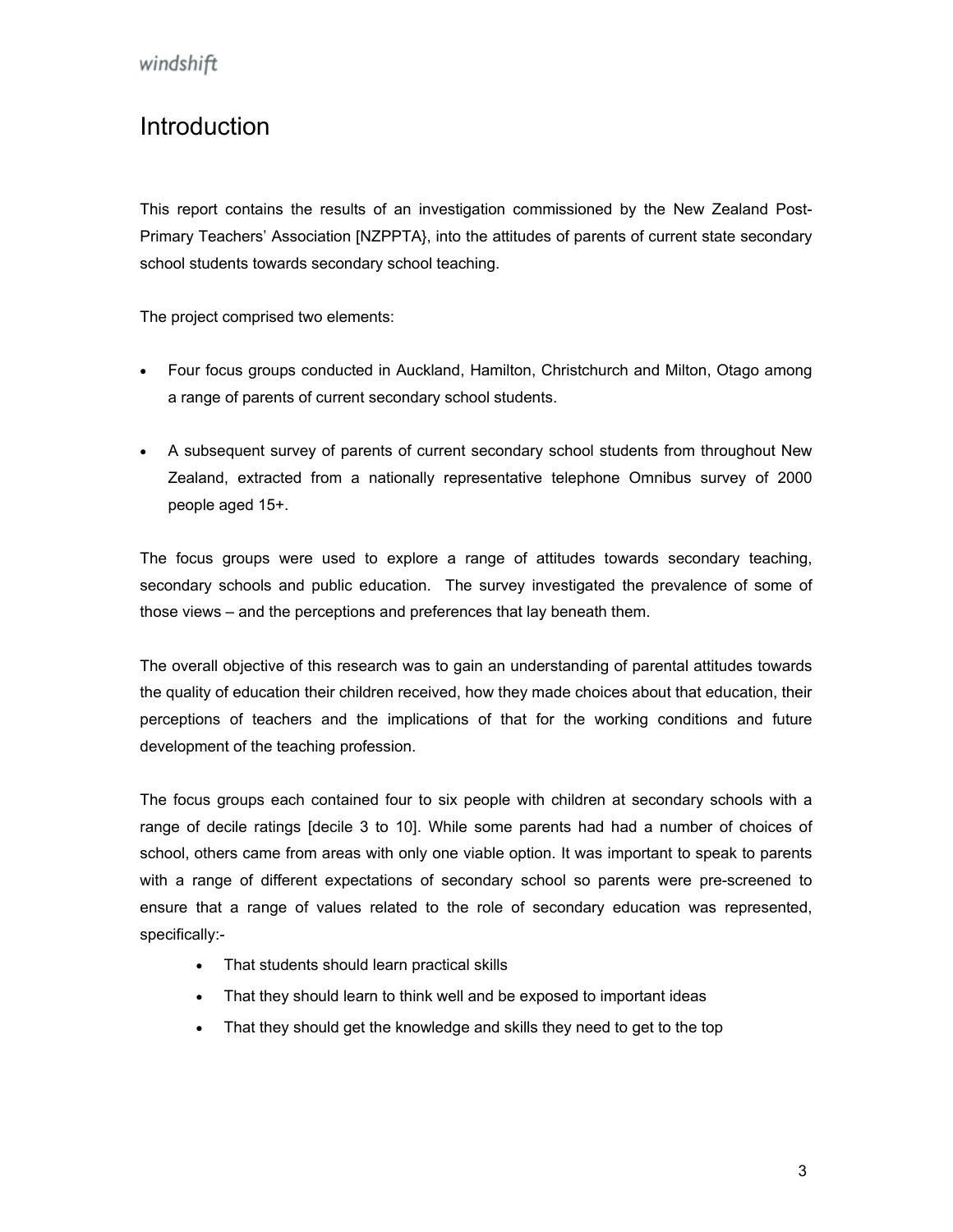# Introduction

This report contains the results of an investigation commissioned by the New Zealand Post-Primary Teachers' Association [NZPPTA}, into the attitudes of parents of current state secondary school students towards secondary school teaching.

The project comprised two elements:

- Four focus groups conducted in Auckland, Hamilton, Christchurch and Milton, Otago among a range of parents of current secondary school students.
- A subsequent survey of parents of current secondary school students from throughout New Zealand, extracted from a nationally representative telephone Omnibus survey of 2000 people aged 15+.

The focus groups were used to explore a range of attitudes towards secondary teaching, secondary schools and public education. The survey investigated the prevalence of some of those views – and the perceptions and preferences that lay beneath them.

The overall objective of this research was to gain an understanding of parental attitudes towards the quality of education their children received, how they made choices about that education, their perceptions of teachers and the implications of that for the working conditions and future development of the teaching profession.

The focus groups each contained four to six people with children at secondary schools with a range of decile ratings [decile 3 to 10]. While some parents had had a number of choices of school, others came from areas with only one viable option. It was important to speak to parents with a range of different expectations of secondary school so parents were pre-screened to ensure that a range of values related to the role of secondary education was represented, specifically:-

- That students should learn practical skills
- That they should learn to think well and be exposed to important ideas
- That they should get the knowledge and skills they need to get to the top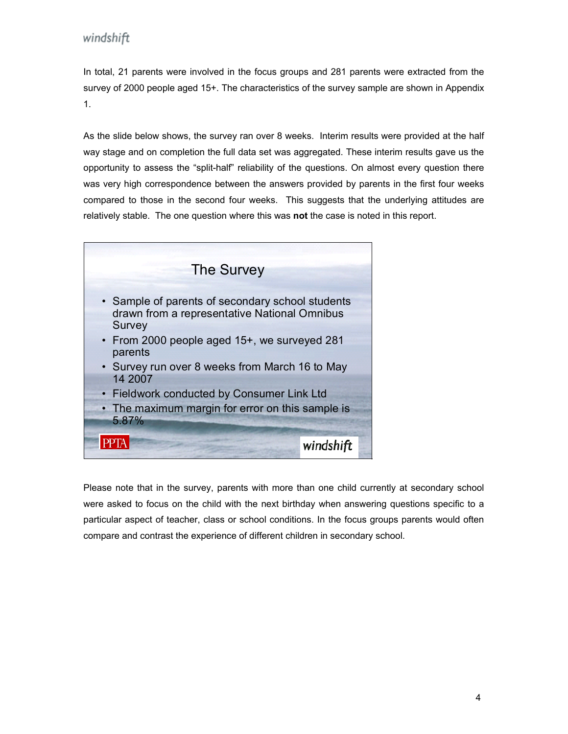In total, 21 parents were involved in the focus groups and 281 parents were extracted from the survey of 2000 people aged 15+. The characteristics of the survey sample are shown in Appendix 1.

As the slide below shows, the survey ran over 8 weeks. Interim results were provided at the half way stage and on completion the full data set was aggregated. These interim results gave us the opportunity to assess the "split-half" reliability of the questions. On almost every question there was very high correspondence between the answers provided by parents in the first four weeks compared to those in the second four weeks. This suggests that the underlying attitudes are relatively stable. The one question where this was **not** the case is noted in this report.

### The Survey

- Sample of parents of secondary school students drawn from a representative National Omnibus Survey
- From 2000 people aged 15+, we surveyed 281 parents
- Survey run over 8 weeks from March 16 to May 14 2007
- Fieldwork conducted by Consumer Link Ltd
- The maximum margin for error on this sample is 5.87%

PPTA | windshift

Please note that in the survey, parents with more than one child currently at secondary school were asked to focus on the child with the next birthday when answering questions specific to a particular aspect of teacher, class or school conditions. In the focus groups parents would often compare and contrast the experience of different children in secondary school.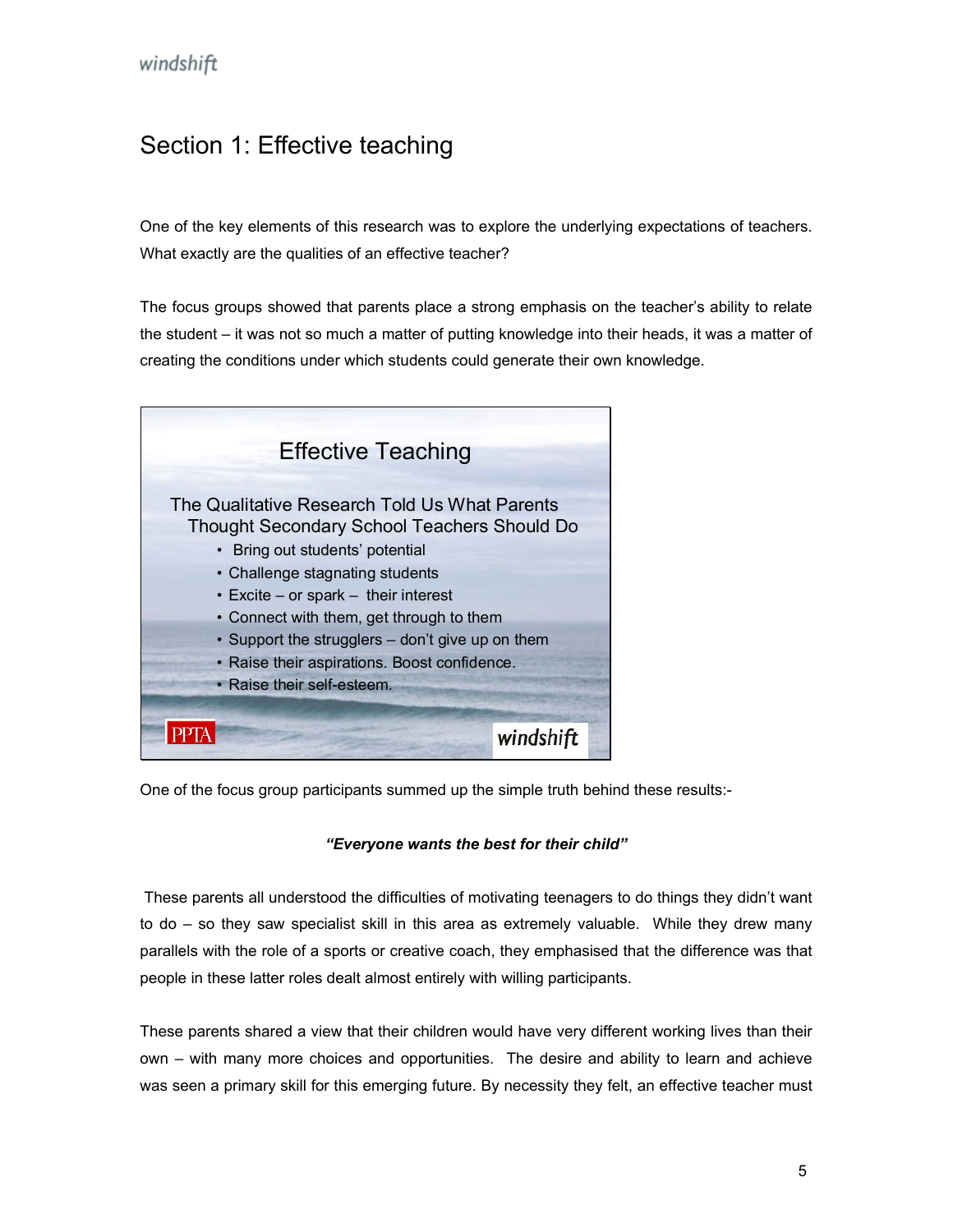# Section 1: Effective teaching

One of the key elements of this research was to explore the underlying expectations of teachers. What exactly are the qualities of an effective teacher?

The focus groups showed that parents place a strong emphasis on the teacher's ability to relate the student – it was not so much a matter of putting knowledge into their heads, it was a matter of creating the conditions under which students could generate their own knowledge.

**Effective Teaching**

The Qualitative Research Told Us What Parents Thought Secondary School Teachers Should Do

- Bring out students' potential
- Challenge stagnating students
- Excite – or spark – their interest
- Connect with them, get through to them
- Support the strugglers – don't give up on them
- Raise their aspirations. Boost confidence.
- Raise their self-esteem.

One of the focus group participants summed up the simple truth behind these results:-

***"Everyone wants the best for their child"***

These parents all understood the difficulties of motivating teenagers to do things they didn't want to do – so they saw specialist skill in this area as extremely valuable. While they drew many parallels with the role of a sports or creative coach, they emphasised that the difference was that people in these latter roles dealt almost entirely with willing participants.

These parents shared a view that their children would have very different working lives than their own – with many more choices and opportunities. The desire and ability to learn and achieve was seen a primary skill for this emerging future. By necessity they felt, an effective teacher must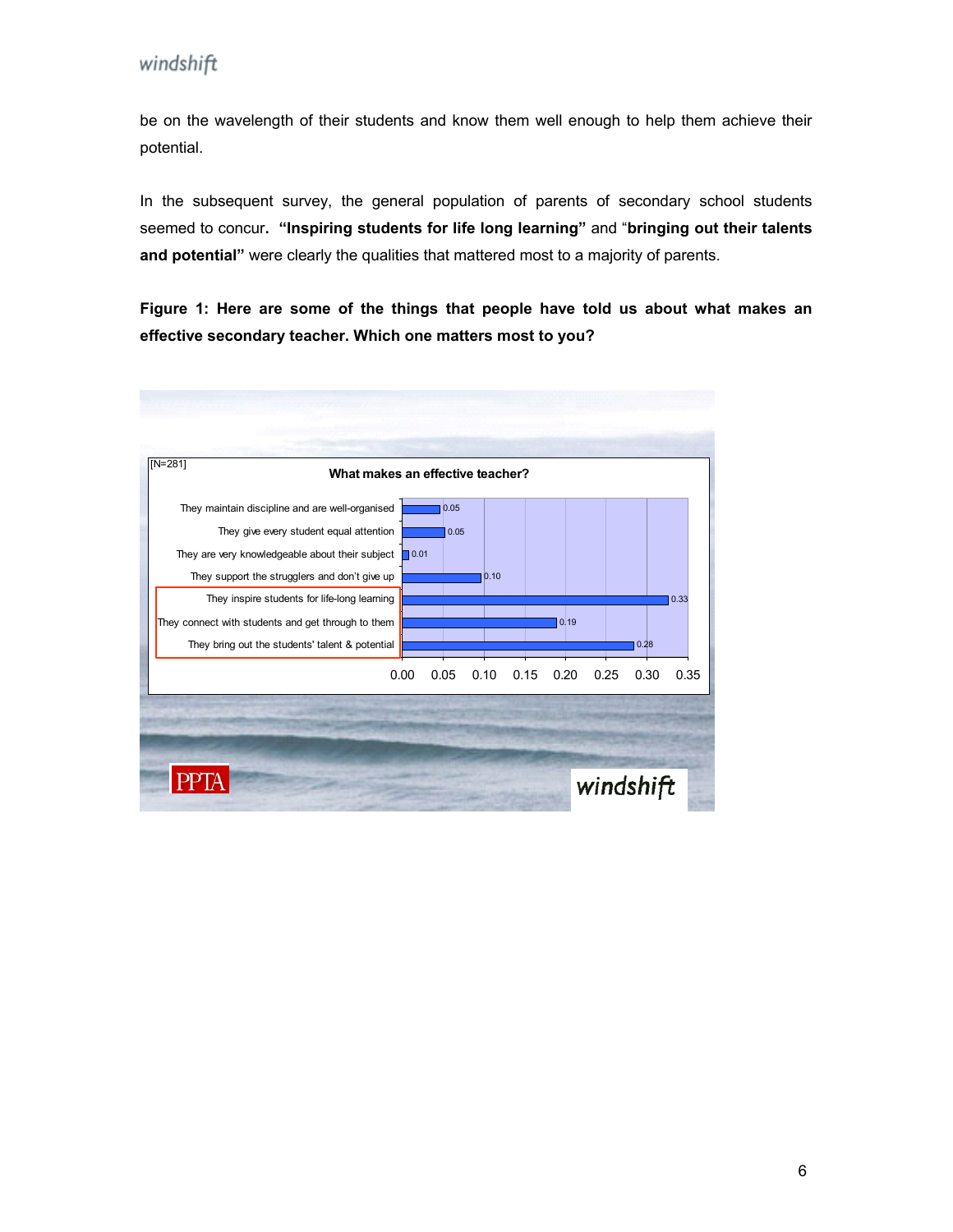be on the wavelength of their students and know them well enough to help them achieve their potential.

In the subsequent survey, the general population of parents of secondary school students seemed to concur**. "Inspiring students for life long learning"** and "**bringing out their talents and potential"** were clearly the qualities that mattered most to a majority of parents.

**Figure 1: Here are some of the things that people have told us about what makes an effective secondary teacher. Which one matters most to you?**

[N=281]

**What makes an effective teacher?**

| | |
|---|---|
| They maintain discipline and are well-organised | 0.05 |
| They give every student equal attention | 0.05 |
| They are very knowledgeable about their subject | 0.01 |
| They support the strugglers and don't give up | 0.10 |
| They inspire students for life-long learning | 0.33 |
| They connect with students and get through to them | 0.19 |
| They bring out the students' talent & potential | 0.28 |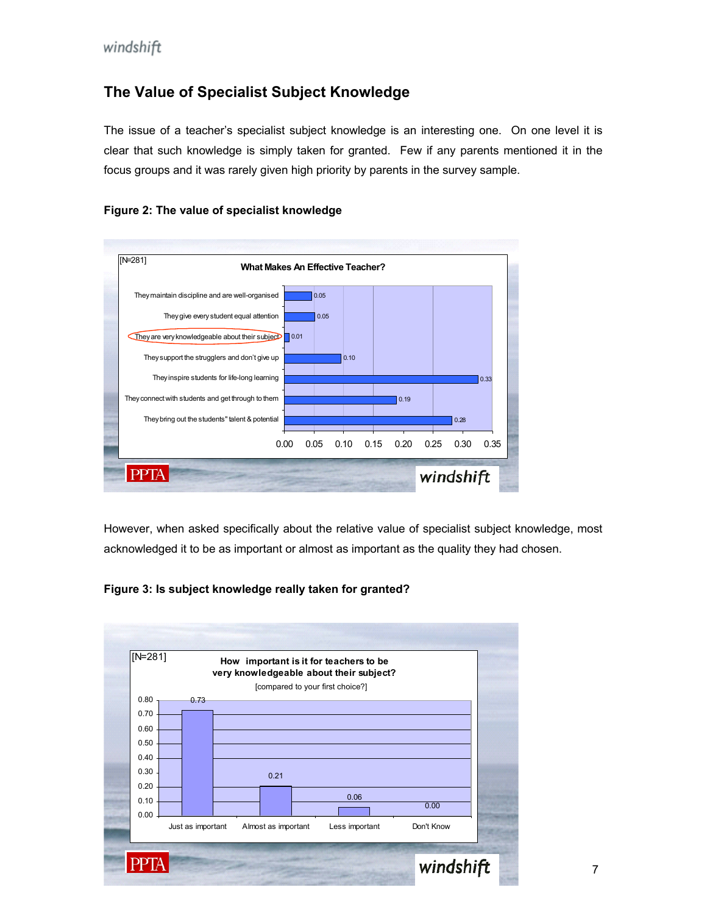## The Value of Specialist Subject Knowledge

The issue of a teacher's specialist subject knowledge is an interesting one. On one level it is clear that such knowledge is simply taken for granted. Few if any parents mentioned it in the focus groups and it was rarely given high priority by parents in the survey sample.

**Figure 2: The value of specialist knowledge**

[N=281]

**What Makes An Effective Teacher?**

| Quality | Value |
|---|---|
| They maintain discipline and are well-organised | 0.05 |
| They give every student equal attention | 0.05 |
| They are very knowledgeable about their subject | 0.01 |
| They support the strugglers and don't give up | 0.10 |
| They inspire students for life-long learning | 0.33 |
| They connect with students and get through to them | 0.19 |
| They bring out the students" talent & potential | 0.28 |

However, when asked specifically about the relative value of specialist subject knowledge, most acknowledged it to be as important or almost as important as the quality they had chosen.

**Figure 3: Is subject knowledge really taken for granted?**

[N=281]

**How important is it for teachers to be very knowledgeable about their subject?**
[compared to your first choice?]

| Response | Value |
|---|---|
| Just as important | 0.73 |
| Almost as important | 0.21 |
| Less important | 0.06 |
| Don't Know | 0.00 |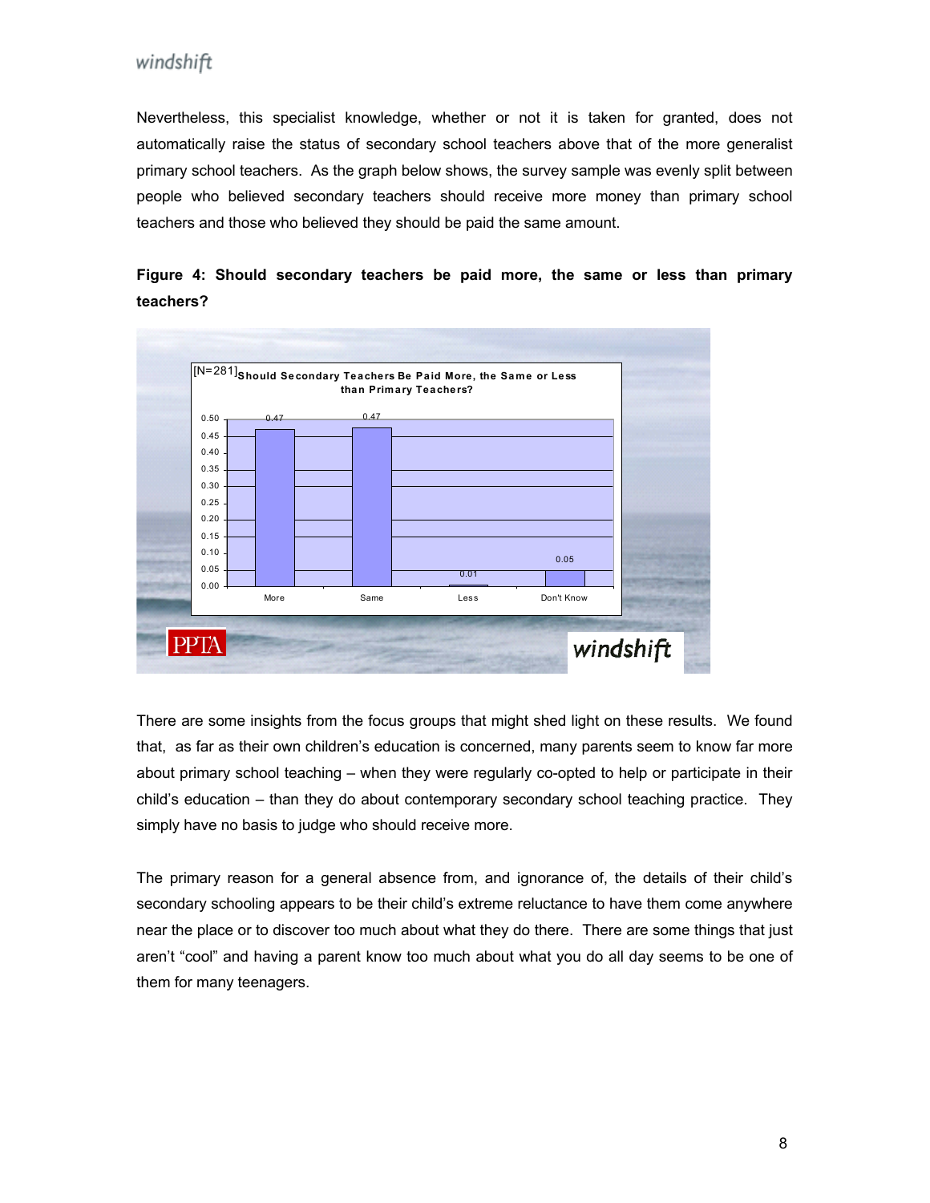Nevertheless, this specialist knowledge, whether or not it is taken for granted, does not automatically raise the status of secondary school teachers above that of the more generalist primary school teachers. As the graph below shows, the survey sample was evenly split between people who believed secondary teachers should receive more money than primary school teachers and those who believed they should be paid the same amount.

**Figure 4: Should secondary teachers be paid more, the same or less than primary teachers?**

[N=281] Should Secondary Teachers Be Paid More, the Same or Less than Primary Teachers?

| Response | Proportion |
|---|---|
| More | 0.47 |
| Same | 0.47 |
| Less | 0.01 |
| Don't Know | 0.05 |

There are some insights from the focus groups that might shed light on these results. We found that, as far as their own children's education is concerned, many parents seem to know far more about primary school teaching – when they were regularly co-opted to help or participate in their child's education – than they do about contemporary secondary school teaching practice. They simply have no basis to judge who should receive more.

The primary reason for a general absence from, and ignorance of, the details of their child's secondary schooling appears to be their child's extreme reluctance to have them come anywhere near the place or to discover too much about what they do there. There are some things that just aren't "cool" and having a parent know too much about what you do all day seems to be one of them for many teenagers.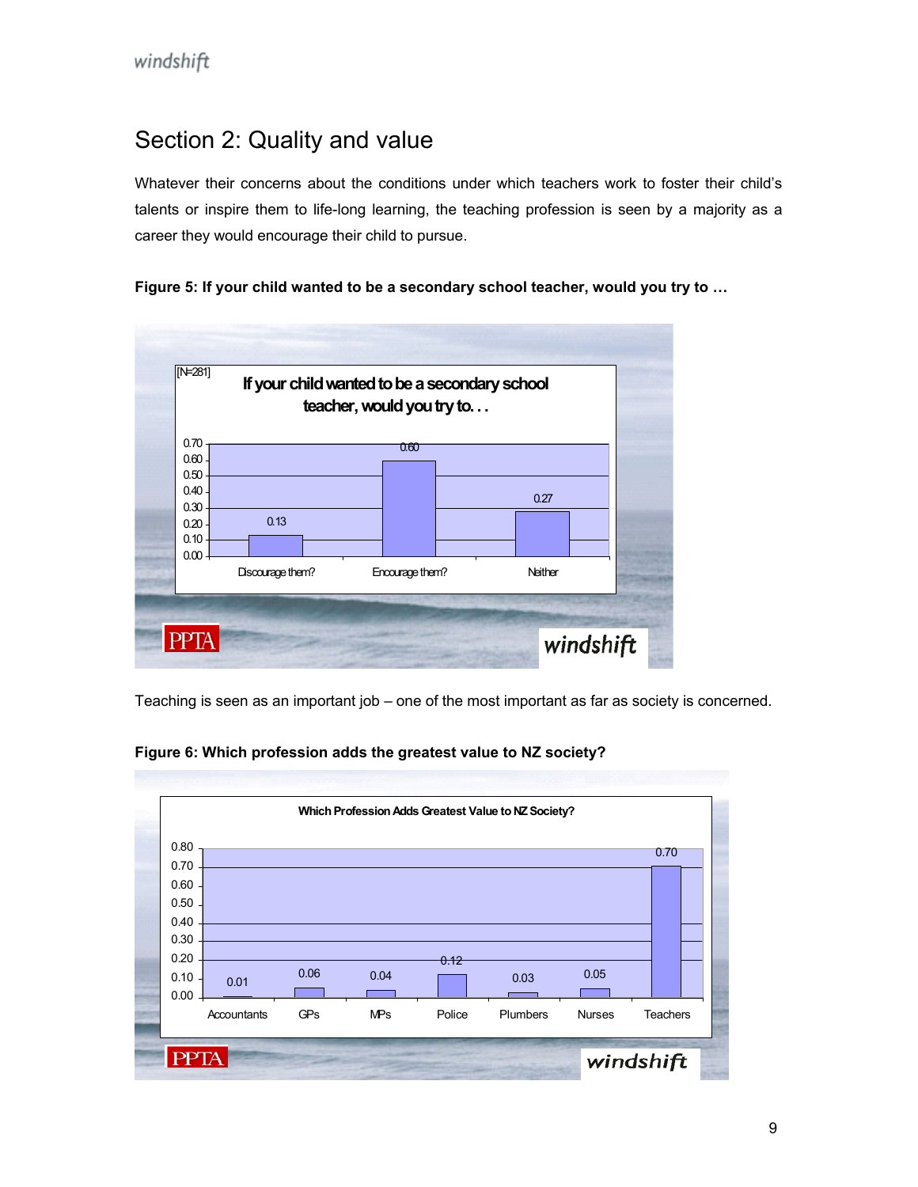## Section 2: Quality and value

Whatever their concerns about the conditions under which teachers work to foster their child's talents or inspire them to life-long learning, the teaching profession is seen by a majority as a career they would encourage their child to pursue.

**Figure 5: If your child wanted to be a secondary school teacher, would you try to …**

[N=281]

If your child wanted to be a secondary school teacher, would you try to. . .

| Discourage them? | Encourage them? | Neither |
|---|---|---|
| 0.13 | 0.60 | 0.27 |

Teaching is seen as an important job – one of the most important as far as society is concerned.

**Figure 6: Which profession adds the greatest value to NZ society?**

Which Profession Adds Greatest Value to NZ Society?

| Accountants | GPs | MPs | Police | Plumbers | Nurses | Teachers |
|---|---|---|---|---|---|---|
| 0.01 | 0.06 | 0.04 | 0.12 | 0.03 | 0.05 | 0.70 |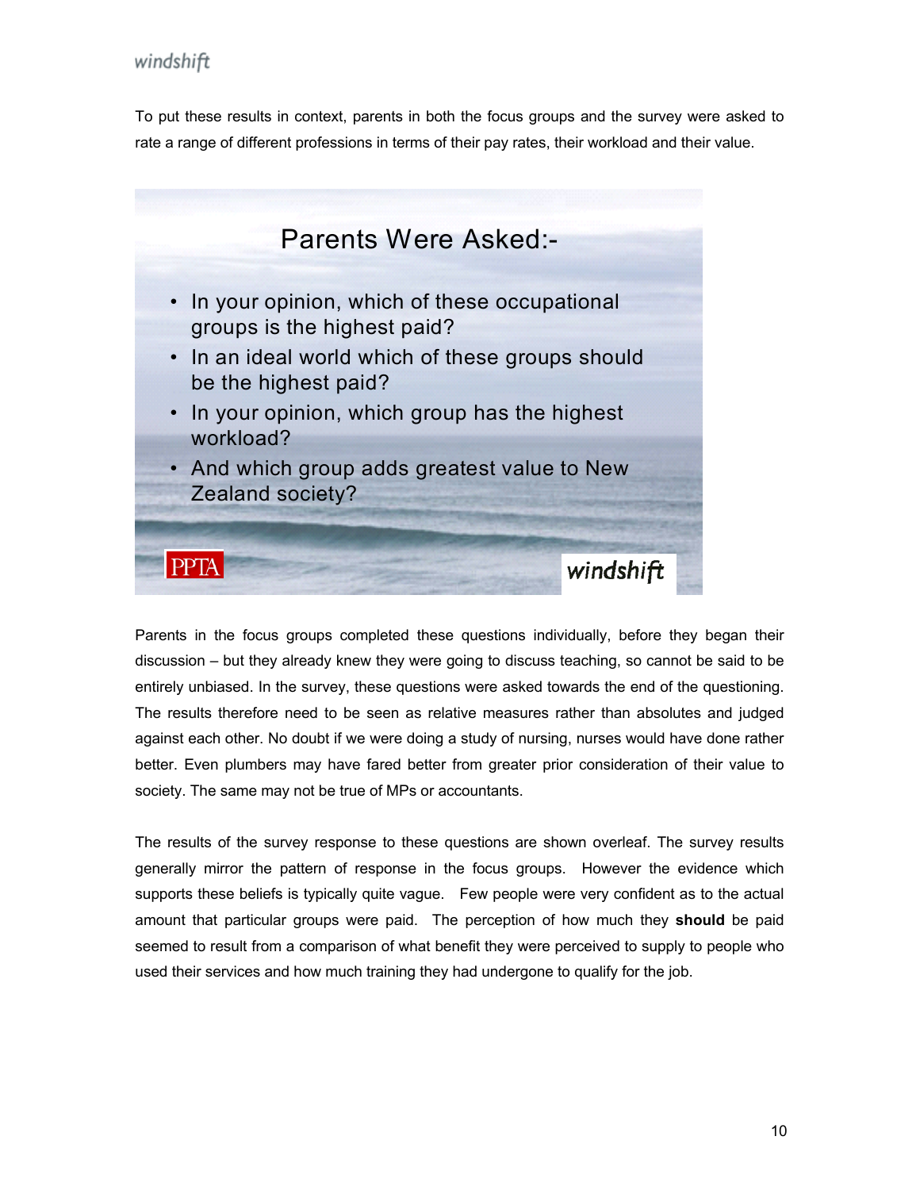To put these results in context, parents in both the focus groups and the survey were asked to rate a range of different professions in terms of their pay rates, their workload and their value.

## Parents Were Asked:-

- In your opinion, which of these occupational groups is the highest paid?
- In an ideal world which of these groups should be the highest paid?
- In your opinion, which group has the highest workload?
- And which group adds greatest value to New Zealand society?

PPTA windshift

Parents in the focus groups completed these questions individually, before they began their discussion – but they already knew they were going to discuss teaching, so cannot be said to be entirely unbiased. In the survey, these questions were asked towards the end of the questioning. The results therefore need to be seen as relative measures rather than absolutes and judged against each other. No doubt if we were doing a study of nursing, nurses would have done rather better. Even plumbers may have fared better from greater prior consideration of their value to society. The same may not be true of MPs or accountants.

The results of the survey response to these questions are shown overleaf. The survey results generally mirror the pattern of response in the focus groups. However the evidence which supports these beliefs is typically quite vague. Few people were very confident as to the actual amount that particular groups were paid. The perception of how much they **should** be paid seemed to result from a comparison of what benefit they were perceived to supply to people who used their services and how much training they had undergone to qualify for the job.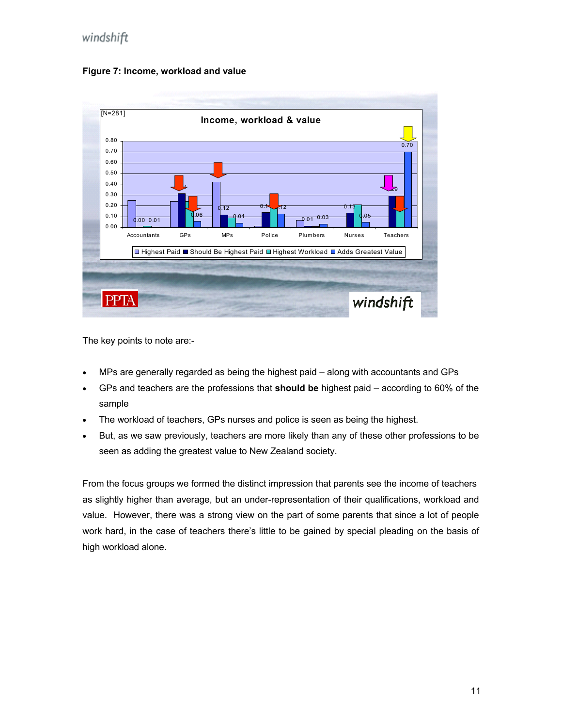**Figure 7: Income, workload and value**

The key points to note are:-

- MPs are generally regarded as being the highest paid – along with accountants and GPs
- GPs and teachers are the professions that **should be** highest paid – according to 60% of the sample
- The workload of teachers, GPs nurses and police is seen as being the highest.
- But, as we saw previously, teachers are more likely than any of these other professions to be seen as adding the greatest value to New Zealand society.

From the focus groups we formed the distinct impression that parents see the income of teachers as slightly higher than average, but an under-representation of their qualifications, workload and value. However, there was a strong view on the part of some parents that since a lot of people work hard, in the case of teachers there's little to be gained by special pleading on the basis of high workload alone.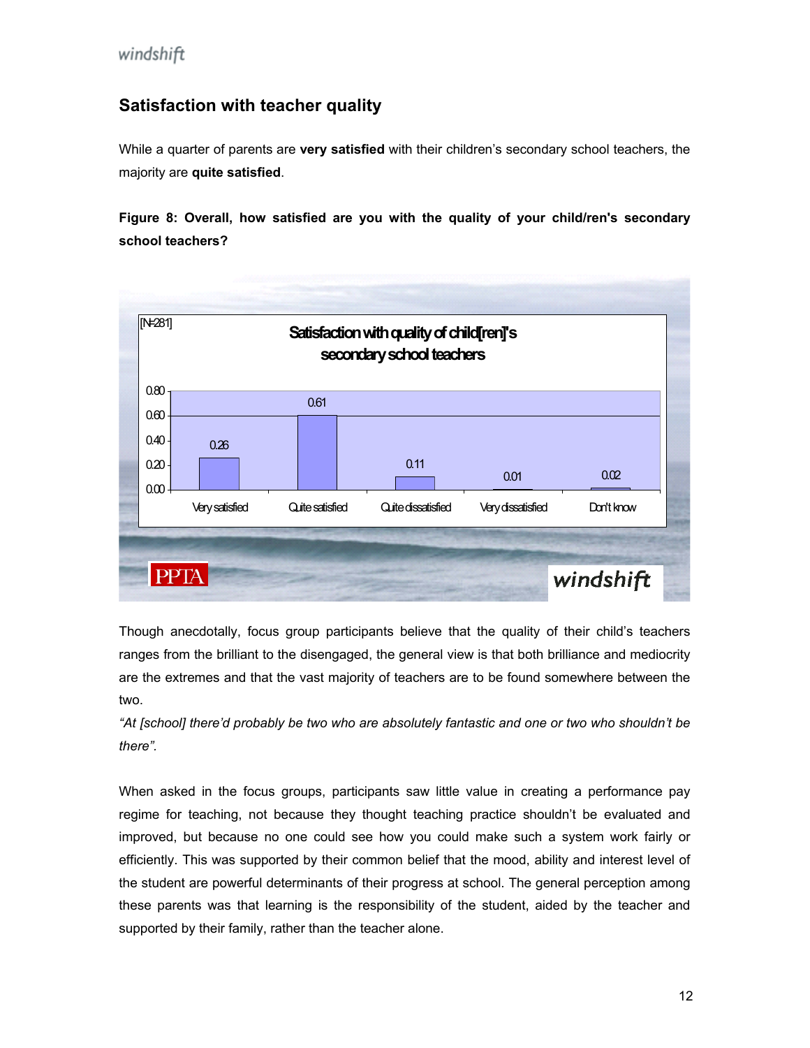## Satisfaction with teacher quality

While a quarter of parents are **very satisfied** with their children's secondary school teachers, the majority are **quite satisfied**.

**Figure 8: Overall, how satisfied are you with the quality of your child/ren's secondary school teachers?**

[N=281]

Satisfaction with quality of child[ren]'s secondary school teachers

| Very satisfied | Quite satisfied | Quite dissatisfied | Very dissatisfied | Don't know |
|---|---|---|---|---|
| 0.26 | 0.61 | 0.11 | 0.01 | 0.02 |

Though anecdotally, focus group participants believe that the quality of their child's teachers ranges from the brilliant to the disengaged, the general view is that both brilliance and mediocrity are the extremes and that the vast majority of teachers are to be found somewhere between the two.

*"At [school] there'd probably be two who are absolutely fantastic and one or two who shouldn't be there".*

When asked in the focus groups, participants saw little value in creating a performance pay regime for teaching, not because they thought teaching practice shouldn't be evaluated and improved, but because no one could see how you could make such a system work fairly or efficiently. This was supported by their common belief that the mood, ability and interest level of the student are powerful determinants of their progress at school. The general perception among these parents was that learning is the responsibility of the student, aided by the teacher and supported by their family, rather than the teacher alone.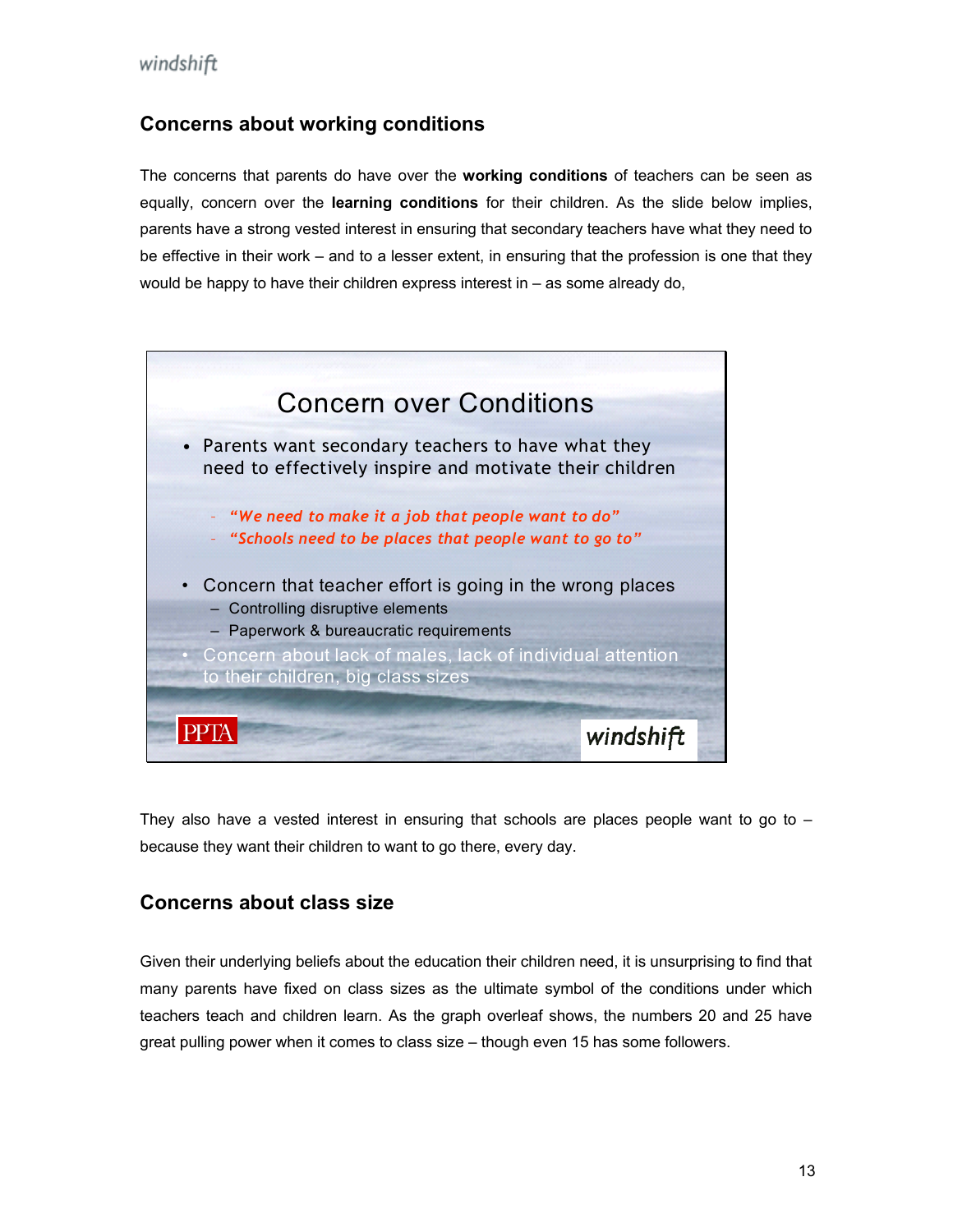## Concerns about working conditions

The concerns that parents do have over the **working conditions** of teachers can be seen as equally, concern over the **learning conditions** for their children. As the slide below implies, parents have a strong vested interest in ensuring that secondary teachers have what they need to be effective in their work – and to a lesser extent, in ensuring that the profession is one that they would be happy to have their children express interest in – as some already do,

### Concern over Conditions

- Parents want secondary teachers to have what they need to effectively inspire and motivate their children
  - *"We need to make it a job that people want to do"*
  - *"Schools need to be places that people want to go to"*
- Concern that teacher effort is going in the wrong places
  - Controlling disruptive elements
  - Paperwork & bureaucratic requirements
- Concern about lack of males, lack of individual attention to their children, big class sizes

PPTA windshift

They also have a vested interest in ensuring that schools are places people want to go to – because they want their children to want to go there, every day.

## Concerns about class size

Given their underlying beliefs about the education their children need, it is unsurprising to find that many parents have fixed on class sizes as the ultimate symbol of the conditions under which teachers teach and children learn. As the graph overleaf shows, the numbers 20 and 25 have great pulling power when it comes to class size – though even 15 has some followers.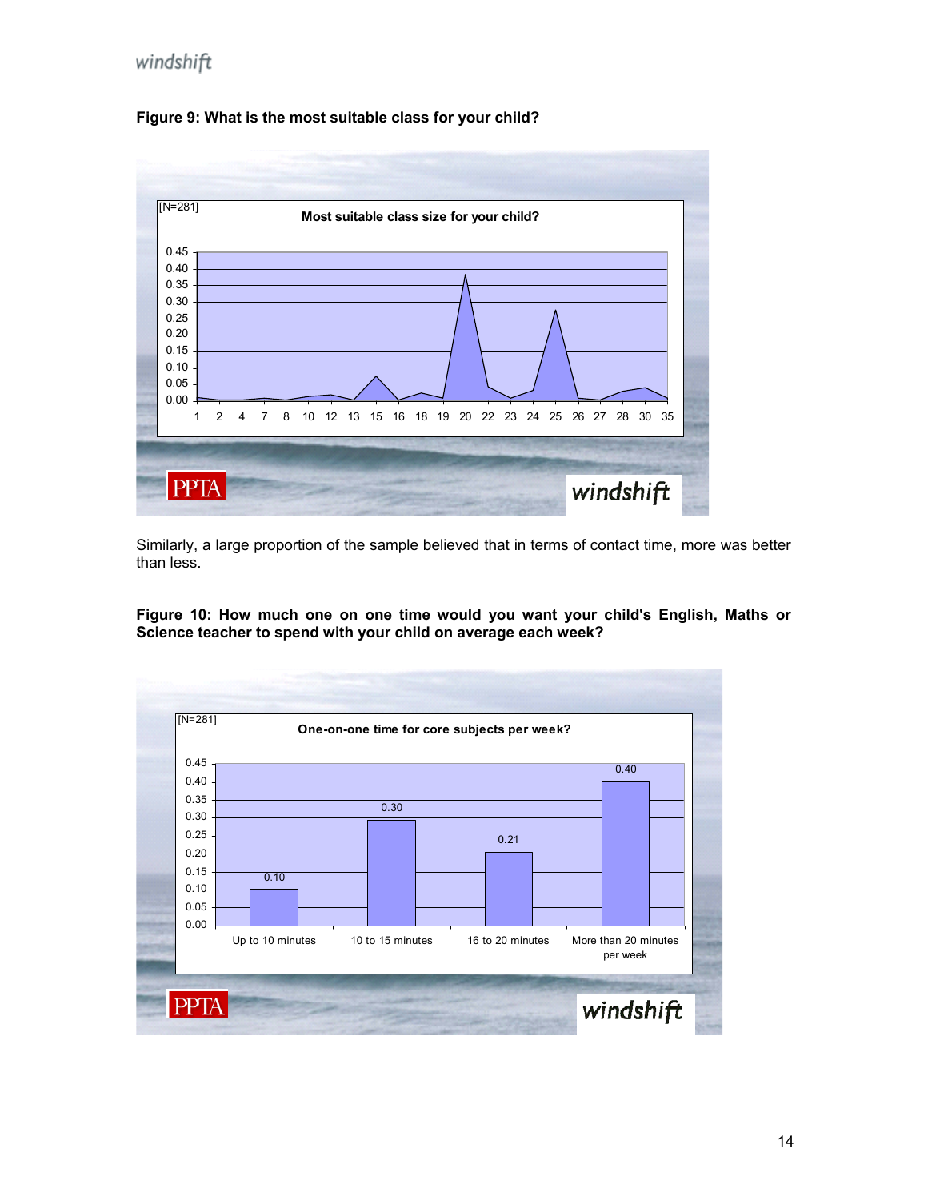**Figure 9: What is the most suitable class for your child?**

Similarly, a large proportion of the sample believed that in terms of contact time, more was better than less.

**Figure 10: How much one on one time would you want your child's English, Maths or Science teacher to spend with your child on average each week?**

| One-on-one time for core subjects per week? [N=281] | Proportion |
|---|---|
| Up to 10 minutes | 0.10 |
| 10 to 15 minutes | 0.30 |
| 16 to 20 minutes | 0.21 |
| More than 20 minutes per week | 0.40 |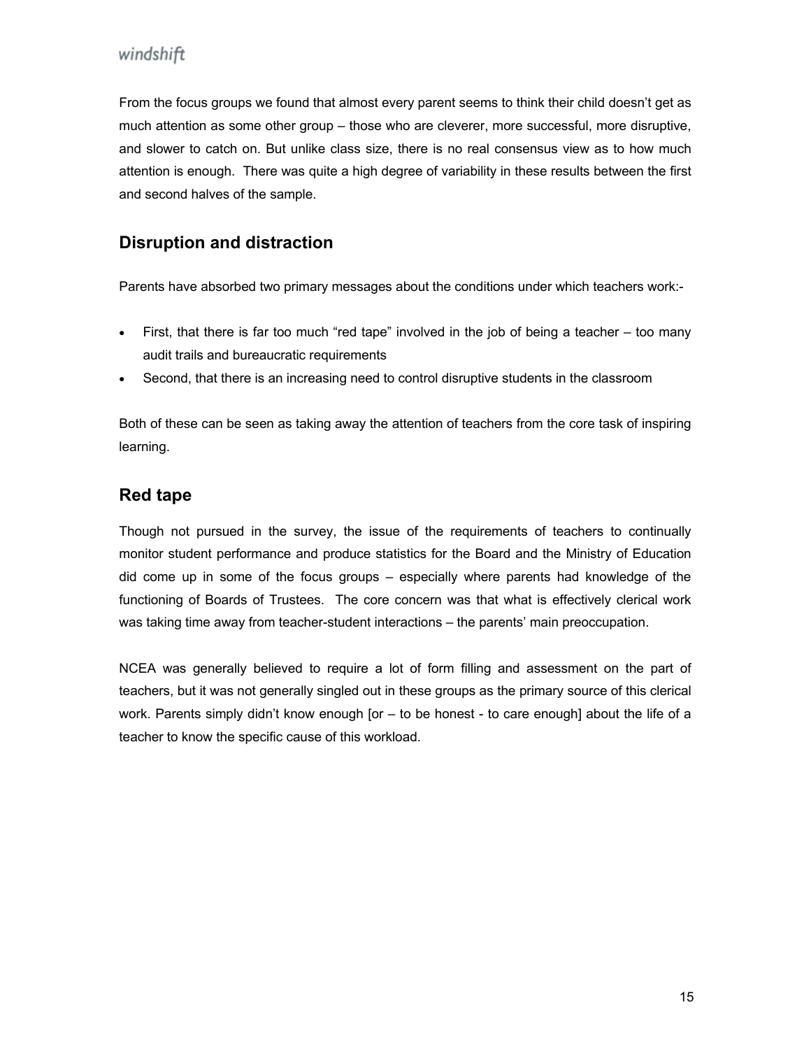From the focus groups we found that almost every parent seems to think their child doesn't get as much attention as some other group – those who are cleverer, more successful, more disruptive, and slower to catch on. But unlike class size, there is no real consensus view as to how much attention is enough. There was quite a high degree of variability in these results between the first and second halves of the sample.

## Disruption and distraction

Parents have absorbed two primary messages about the conditions under which teachers work:-

- First, that there is far too much "red tape" involved in the job of being a teacher – too many audit trails and bureaucratic requirements
- Second, that there is an increasing need to control disruptive students in the classroom

Both of these can be seen as taking away the attention of teachers from the core task of inspiring learning.

## Red tape

Though not pursued in the survey, the issue of the requirements of teachers to continually monitor student performance and produce statistics for the Board and the Ministry of Education did come up in some of the focus groups – especially where parents had knowledge of the functioning of Boards of Trustees. The core concern was that what is effectively clerical work was taking time away from teacher-student interactions – the parents' main preoccupation.

NCEA was generally believed to require a lot of form filling and assessment on the part of teachers, but it was not generally singled out in these groups as the primary source of this clerical work. Parents simply didn't know enough [or – to be honest - to care enough] about the life of a teacher to know the specific cause of this workload.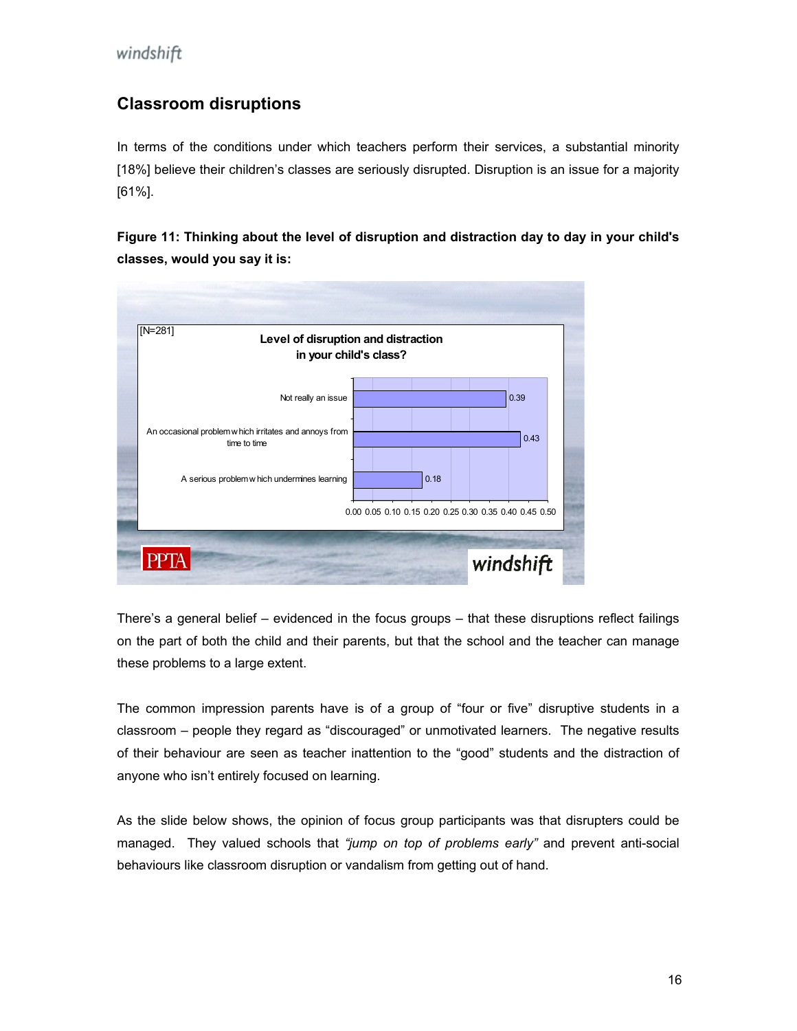## Classroom disruptions

In terms of the conditions under which teachers perform their services, a substantial minority [18%] believe their children's classes are seriously disrupted. Disruption is an issue for a majority [61%].

**Figure 11: Thinking about the level of disruption and distraction day to day in your child's classes, would you say it is:**

[N=281]

**Level of disruption and distraction in your child's class?**

| Response | Proportion |
|---|---|
| Not really an issue | 0.39 |
| An occasional problem which irritates and annoys from time to time | 0.43 |
| A serious problem which undermines learning | 0.18 |

There's a general belief – evidenced in the focus groups – that these disruptions reflect failings on the part of both the child and their parents, but that the school and the teacher can manage these problems to a large extent.

The common impression parents have is of a group of "four or five" disruptive students in a classroom – people they regard as "discouraged" or unmotivated learners. The negative results of their behaviour are seen as teacher inattention to the "good" students and the distraction of anyone who isn't entirely focused on learning.

As the slide below shows, the opinion of focus group participants was that disrupters could be managed. They valued schools that *"jump on top of problems early"* and prevent anti-social behaviours like classroom disruption or vandalism from getting out of hand.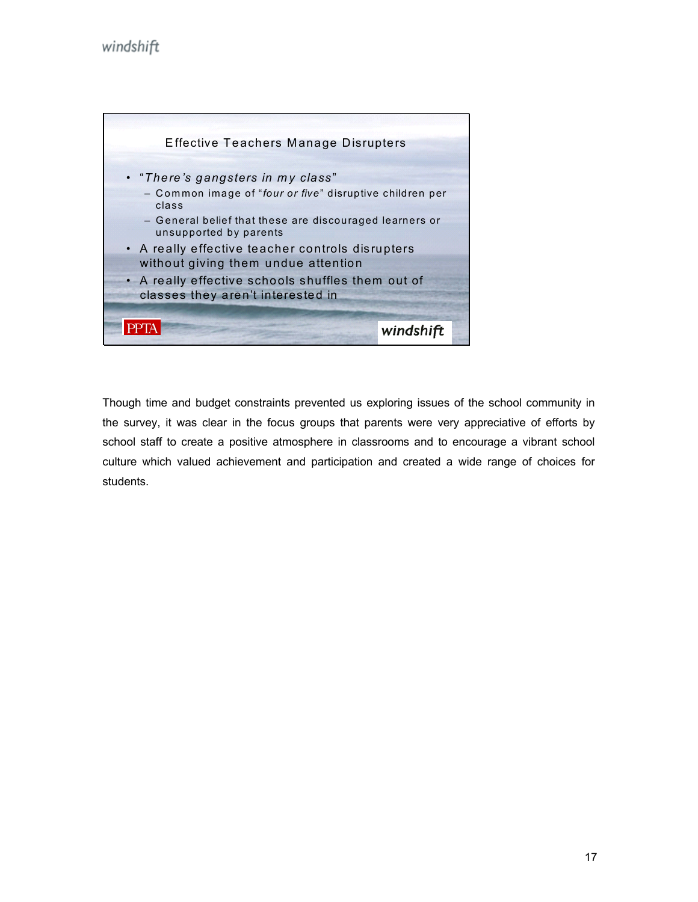**Effective Teachers Manage Disrupters**

- “*There’s gangsters in my class*”
  - Common image of “*four or five*” disruptive children per class
  - General belief that these are discouraged learners or unsupported by parents
- A really effective teacher controls disrupters without giving them undue attention
- A really effective schools shuffles them out of classes they aren’t interested in

PPTA windshift

Though time and budget constraints prevented us exploring issues of the school community in the survey, it was clear in the focus groups that parents were very appreciative of efforts by school staff to create a positive atmosphere in classrooms and to encourage a vibrant school culture which valued achievement and participation and created a wide range of choices for students.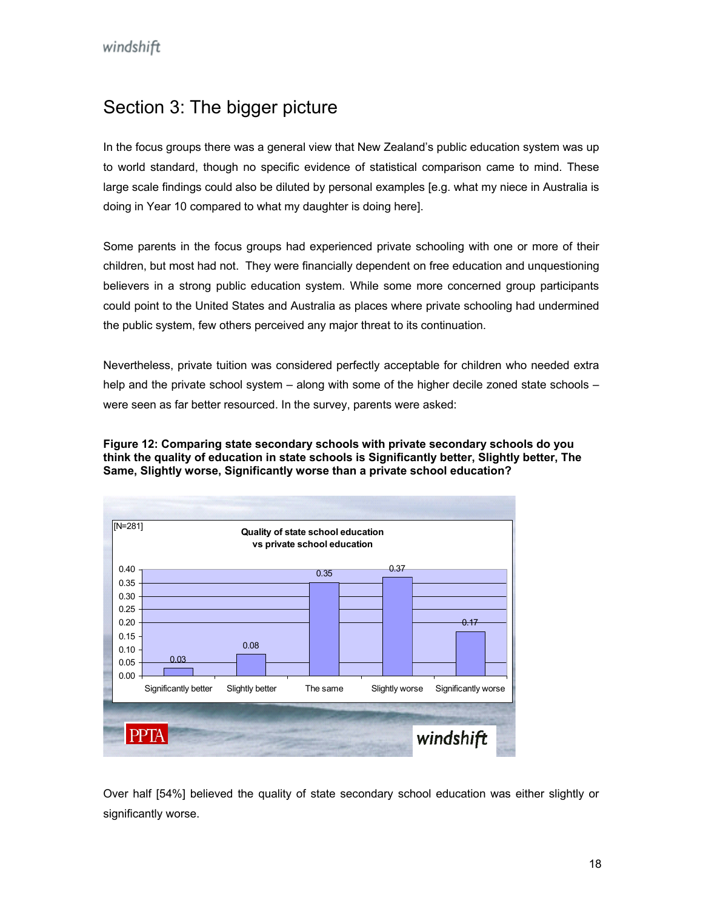## Section 3: The bigger picture

In the focus groups there was a general view that New Zealand's public education system was up to world standard, though no specific evidence of statistical comparison came to mind. These large scale findings could also be diluted by personal examples [e.g. what my niece in Australia is doing in Year 10 compared to what my daughter is doing here].

Some parents in the focus groups had experienced private schooling with one or more of their children, but most had not. They were financially dependent on free education and unquestioning believers in a strong public education system. While some more concerned group participants could point to the United States and Australia as places where private schooling had undermined the public system, few others perceived any major threat to its continuation.

Nevertheless, private tuition was considered perfectly acceptable for children who needed extra help and the private school system – along with some of the higher decile zoned state schools – were seen as far better resourced. In the survey, parents were asked:

**Figure 12: Comparing state secondary schools with private secondary schools do you think the quality of education in state schools is Significantly better, Slightly better, The Same, Slightly worse, Significantly worse than a private school education?**

[N=281] Quality of state school education vs private school education

| Response | Proportion |
|---|---|
| Significantly better | 0.03 |
| Slightly better | 0.08 |
| The same | 0.35 |
| Slightly worse | 0.37 |
| Significantly worse | 0.17 |

Over half [54%] believed the quality of state secondary school education was either slightly or significantly worse.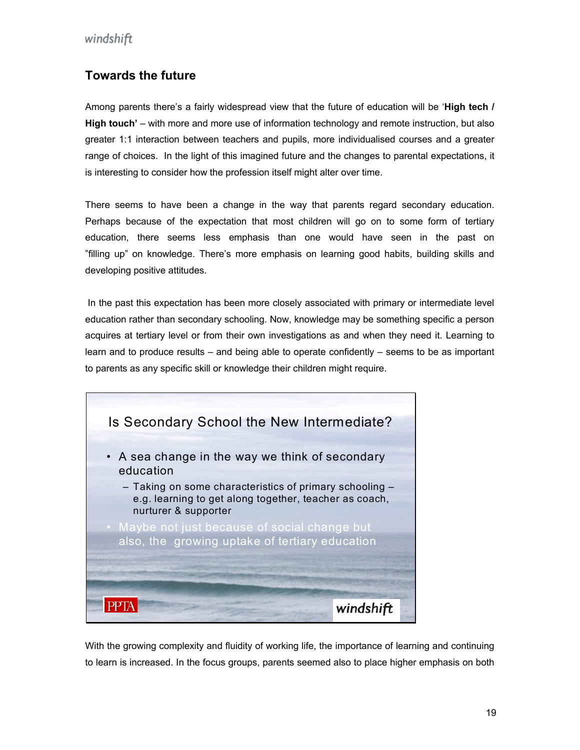## Towards the future

Among parents there's a fairly widespread view that the future of education will be '**High tech / High touch'** – with more and more use of information technology and remote instruction, but also greater 1:1 interaction between teachers and pupils, more individualised courses and a greater range of choices. In the light of this imagined future and the changes to parental expectations, it is interesting to consider how the profession itself might alter over time.

There seems to have been a change in the way that parents regard secondary education. Perhaps because of the expectation that most children will go on to some form of tertiary education, there seems less emphasis than one would have seen in the past on "filling up" on knowledge. There's more emphasis on learning good habits, building skills and developing positive attitudes.

In the past this expectation has been more closely associated with primary or intermediate level education rather than secondary schooling. Now, knowledge may be something specific a person acquires at tertiary level or from their own investigations as and when they need it. Learning to learn and to produce results – and being able to operate confidently – seems to be as important to parents as any specific skill or knowledge their children might require.

Is Secondary School the New Intermediate?

- A sea change in the way we think of secondary education
  - Taking on some characteristics of primary schooling – e.g. learning to get along together, teacher as coach, nurturer & supporter
- Maybe not just because of social change but also, the growing uptake of tertiary education

With the growing complexity and fluidity of working life, the importance of learning and continuing to learn is increased. In the focus groups, parents seemed also to place higher emphasis on both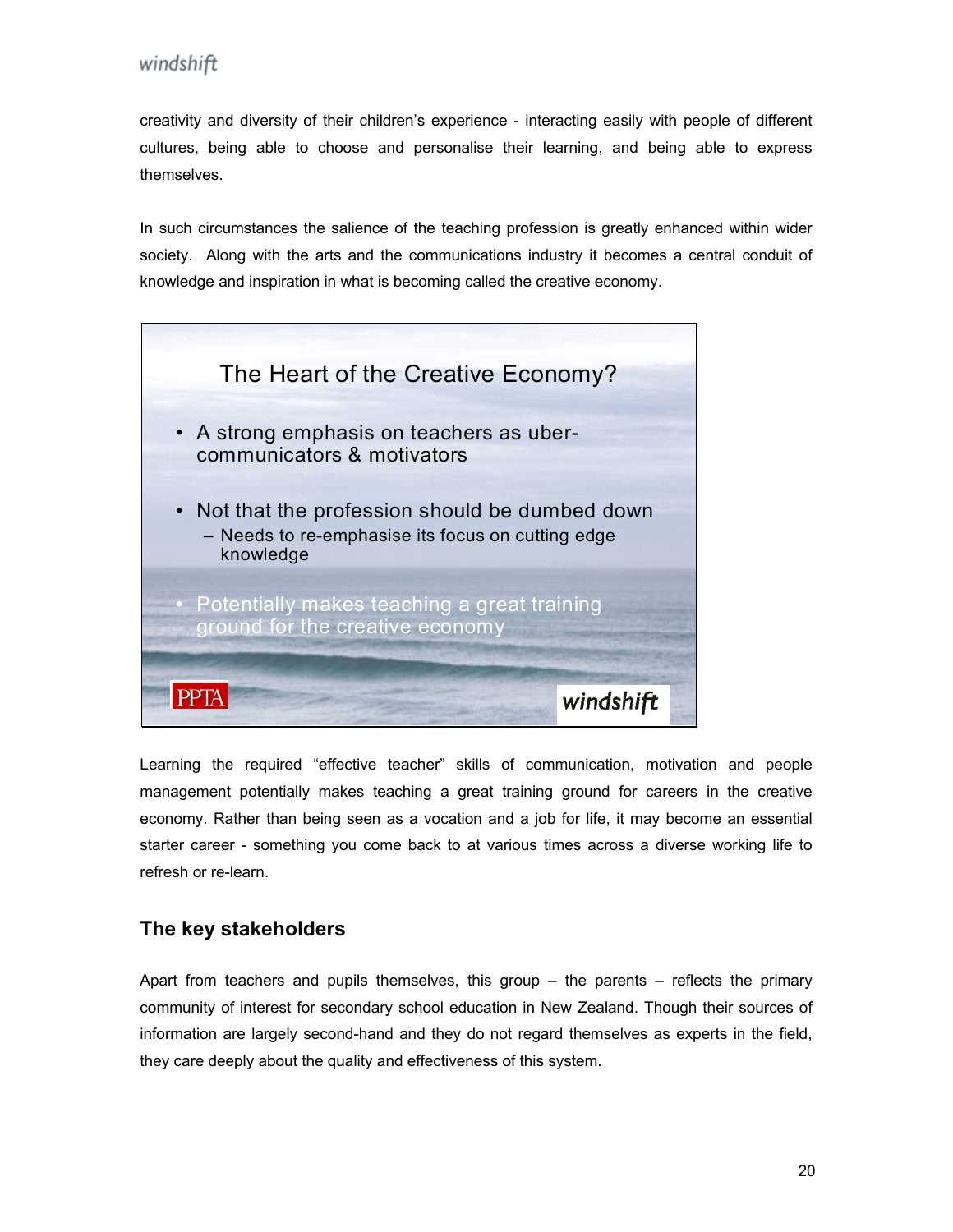creativity and diversity of their children's experience - interacting easily with people of different cultures, being able to choose and personalise their learning, and being able to express themselves.

In such circumstances the salience of the teaching profession is greatly enhanced within wider society. Along with the arts and the communications industry it becomes a central conduit of knowledge and inspiration in what is becoming called the creative economy.

The Heart of the Creative Economy?

- A strong emphasis on teachers as uber-communicators & motivators
- Not that the profession should be dumbed down
  - Needs to re-emphasise its focus on cutting edge knowledge
- Potentially makes teaching a great training ground for the creative economy

PPTA windshift

Learning the required "effective teacher" skills of communication, motivation and people management potentially makes teaching a great training ground for careers in the creative economy. Rather than being seen as a vocation and a job for life, it may become an essential starter career - something you come back to at various times across a diverse working life to refresh or re-learn.

## The key stakeholders

Apart from teachers and pupils themselves, this group – the parents – reflects the primary community of interest for secondary school education in New Zealand. Though their sources of information are largely second-hand and they do not regard themselves as experts in the field, they care deeply about the quality and effectiveness of this system.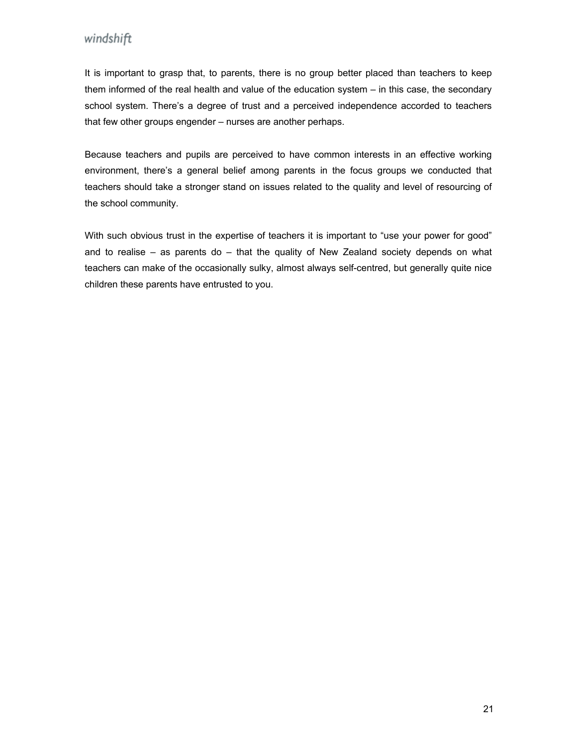It is important to grasp that, to parents, there is no group better placed than teachers to keep them informed of the real health and value of the education system – in this case, the secondary school system. There's a degree of trust and a perceived independence accorded to teachers that few other groups engender – nurses are another perhaps.

Because teachers and pupils are perceived to have common interests in an effective working environment, there's a general belief among parents in the focus groups we conducted that teachers should take a stronger stand on issues related to the quality and level of resourcing of the school community.

With such obvious trust in the expertise of teachers it is important to "use your power for good" and to realise – as parents do – that the quality of New Zealand society depends on what teachers can make of the occasionally sulky, almost always self-centred, but generally quite nice children these parents have entrusted to you.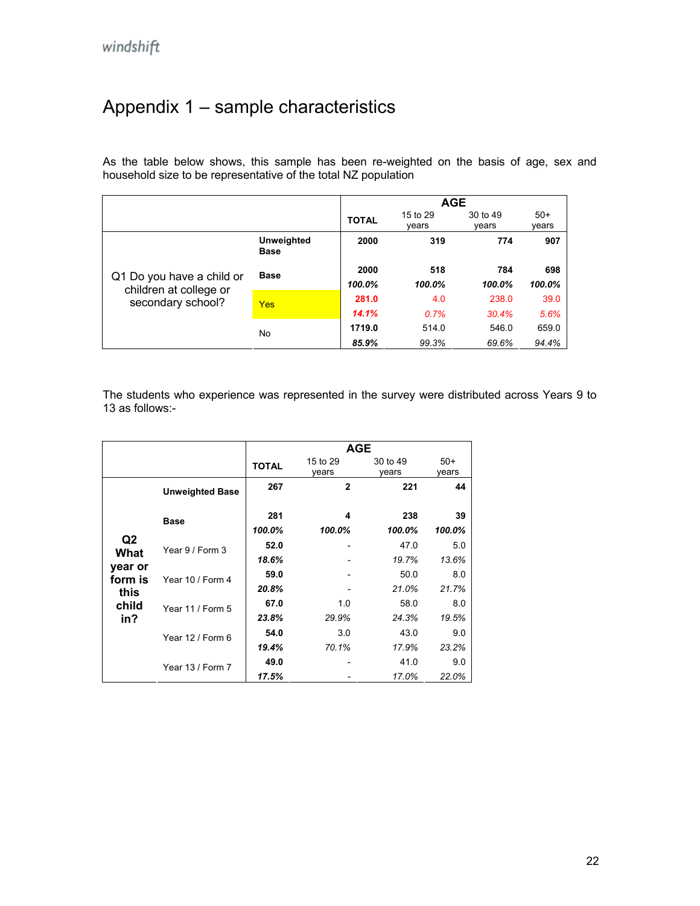# Appendix 1 – sample characteristics

As the table below shows, this sample has been re-weighted on the basis of age, sex and household size to be representative of the total NZ population

| | | TOTAL | AGE<br>15 to 29 years | <br>30 to 49 years | <br>50+ years |
|---|---|---|---|---|---|
| Q1 Do you have a child or children at college or secondary school? | **Unweighted Base** | **2000** | **319** | **774** | **907** |
| | **Base** | **2000** | **518** | **784** | **698** |
| | | ***100.0%*** | ***100.0%*** | ***100.0%*** | ***100.0%*** |
| | Yes | **281.0** | 4.0 | 238.0 | 39.0 |
| | | ***14.1%*** | *0.7%* | *30.4%* | *5.6%* |
| | No | **1719.0** | 514.0 | 546.0 | 659.0 |
| | | ***85.9%*** | *99.3%* | *69.6%* | *94.4%* |

The students who experience was represented in the survey were distributed across Years 9 to 13 as follows:-

| | | TOTAL | AGE<br>15 to 29 years | <br>30 to 49 years | <br>50+ years |
|---|---|---|---|---|---|
| **Q2 What year or form is this child in?** | **Unweighted Base** | **267** | **2** | **221** | **44** |
| | **Base** | **281** | **4** | **238** | **39** |
| | | ***100.0%*** | ***100.0%*** | ***100.0%*** | ***100.0%*** |
| | Year 9 / Form 3 | **52.0** | - | 47.0 | 5.0 |
| | | ***18.6%*** | - | *19.7%* | *13.6%* |
| | Year 10 / Form 4 | **59.0** | - | 50.0 | 8.0 |
| | | ***20.8%*** | - | *21.0%* | *21.7%* |
| | Year 11 / Form 5 | **67.0** | 1.0 | 58.0 | 8.0 |
| | | ***23.8%*** | *29.9%* | *24.3%* | *19.5%* |
| | Year 12 / Form 6 | **54.0** | 3.0 | 43.0 | 9.0 |
| | | ***19.4%*** | *70.1%* | *17.9%* | *23.2%* |
| | Year 13 / Form 7 | **49.0** | - | 41.0 | 9.0 |
| | | ***17.5%*** | - | *17.0%* | *22.0%* |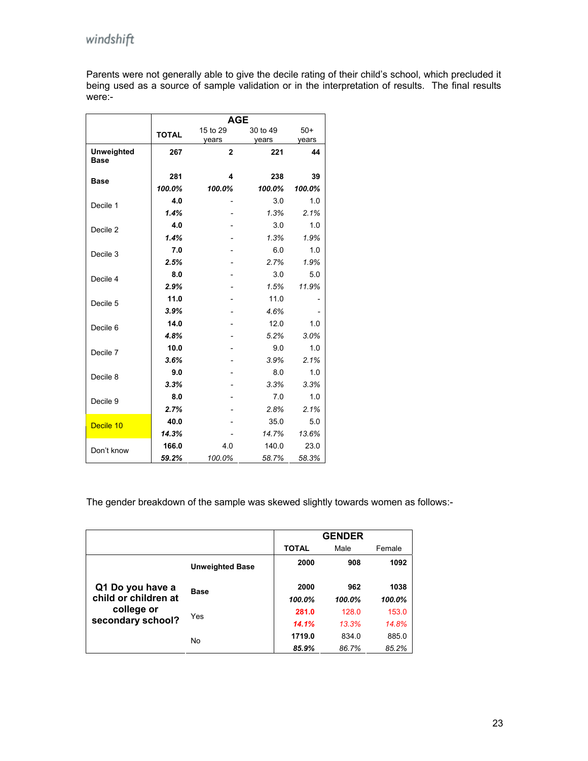Parents were not generally able to give the decile rating of their child's school, which precluded it being used as a source of sample validation or in the interpretation of results. The final results were:-

| | TOTAL | AGE 15 to 29 years | 30 to 49 years | 50+ years |
|---|---|---|---|---|
| **Unweighted Base** | **267** | **2** | **221** | **44** |
| **Base** | **281** | **4** | **238** | **39** |
| | ***100.0%*** | ***100.0%*** | ***100.0%*** | ***100.0%*** |
| Decile 1 | **4.0** | - | 3.0 | 1.0 |
| | ***1.4%*** | - | *1.3%* | *2.1%* |
| Decile 2 | **4.0** | - | 3.0 | 1.0 |
| | ***1.4%*** | - | *1.3%* | *1.9%* |
| Decile 3 | **7.0** | - | 6.0 | 1.0 |
| | ***2.5%*** | - | *2.7%* | *1.9%* |
| Decile 4 | **8.0** | - | 3.0 | 5.0 |
| | ***2.9%*** | - | *1.5%* | *11.9%* |
| Decile 5 | **11.0** | - | 11.0 | - |
| | ***3.9%*** | - | *4.6%* | - |
| Decile 6 | **14.0** | - | 12.0 | 1.0 |
| | ***4.8%*** | - | *5.2%* | *3.0%* |
| Decile 7 | **10.0** | - | 9.0 | 1.0 |
| | ***3.6%*** | - | *3.9%* | *2.1%* |
| Decile 8 | **9.0** | - | 8.0 | 1.0 |
| | ***3.3%*** | - | *3.3%* | *3.3%* |
| Decile 9 | **8.0** | - | 7.0 | 1.0 |
| | ***2.7%*** | - | *2.8%* | *2.1%* |
| Decile 10 | **40.0** | - | 35.0 | 5.0 |
| | ***14.3%*** | - | *14.7%* | *13.6%* |
| Don't know | **166.0** | 4.0 | 140.0 | 23.0 |
| | ***59.2%*** | *100.0%* | *58.7%* | *58.3%* |

The gender breakdown of the sample was skewed slightly towards women as follows:-

| | | TOTAL | GENDER Male | Female |
|---|---|---|---|---|
| | **Unweighted Base** | **2000** | **908** | **1092** |
| **Q1 Do you have a child or children at college or secondary school?** | **Base** | **2000** | **962** | **1038** |
| | | ***100.0%*** | ***100.0%*** | ***100.0%*** |
| | Yes | **281.0** | 128.0 | 153.0 |
| | | ***14.1%*** | *13.3%* | *14.8%* |
| | No | **1719.0** | 834.0 | 885.0 |
| | | ***85.9%*** | *86.7%* | *85.2%* |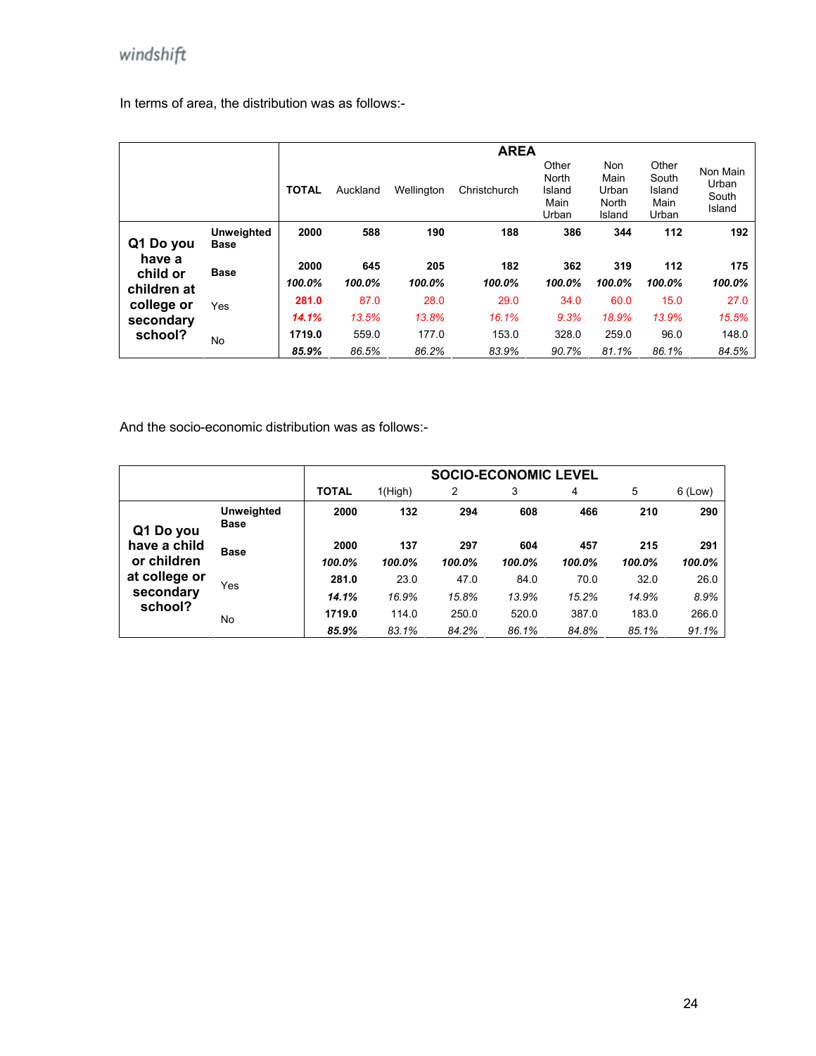In terms of area, the distribution was as follows:-

| | | AREA | | | | | | | |
|---|---|---|---|---|---|---|---|---|---|
| | | **TOTAL** | Auckland | Wellington | Christchurch | Other North Island Main Urban | Non Main Urban North Island | Other South Island Main Urban | Non Main Urban South Island |
| **Q1 Do you have a child or children at college or secondary school?** | **Unweighted Base** | **2000** | **588** | **190** | **188** | **386** | **344** | **112** | **192** |
| | **Base** | **2000** | **645** | **205** | **182** | **362** | **319** | **112** | **175** |
| | | ***100.0%*** | ***100.0%*** | ***100.0%*** | ***100.0%*** | ***100.0%*** | ***100.0%*** | ***100.0%*** | ***100.0%*** |
| | Yes | **281.0** | 87.0 | 28.0 | 29.0 | 34.0 | 60.0 | 15.0 | 27.0 |
| | | ***14.1%*** | *13.5%* | *13.8%* | *16.1%* | *9.3%* | *18.9%* | *13.9%* | *15.5%* |
| | No | **1719.0** | 559.0 | 177.0 | 153.0 | 328.0 | 259.0 | 96.0 | 148.0 |
| | | ***85.9%*** | *86.5%* | *86.2%* | *83.9%* | *90.7%* | *81.1%* | *86.1%* | *84.5%* |

And the socio-economic distribution was as follows:-

| | | SOCIO-ECONOMIC LEVEL | | | | | | |
|---|---|---|---|---|---|---|---|---|
| | | **TOTAL** | 1(High) | 2 | 3 | 4 | 5 | 6 (Low) |
| **Q1 Do you have a child or children at college or secondary school?** | **Unweighted Base** | **2000** | **132** | **294** | **608** | **466** | **210** | **290** |
| | **Base** | **2000** | **137** | **297** | **604** | **457** | **215** | **291** |
| | | ***100.0%*** | ***100.0%*** | ***100.0%*** | ***100.0%*** | ***100.0%*** | ***100.0%*** | ***100.0%*** |
| | Yes | **281.0** | 23.0 | 47.0 | 84.0 | 70.0 | 32.0 | 26.0 |
| | | ***14.1%*** | *16.9%* | *15.8%* | *13.9%* | *15.2%* | *14.9%* | *8.9%* |
| | No | **1719.0** | 114.0 | 250.0 | 520.0 | 387.0 | 183.0 | 266.0 |
| | | ***85.9%*** | *83.1%* | *84.2%* | *86.1%* | *84.8%* | *85.1%* | *91.1%* |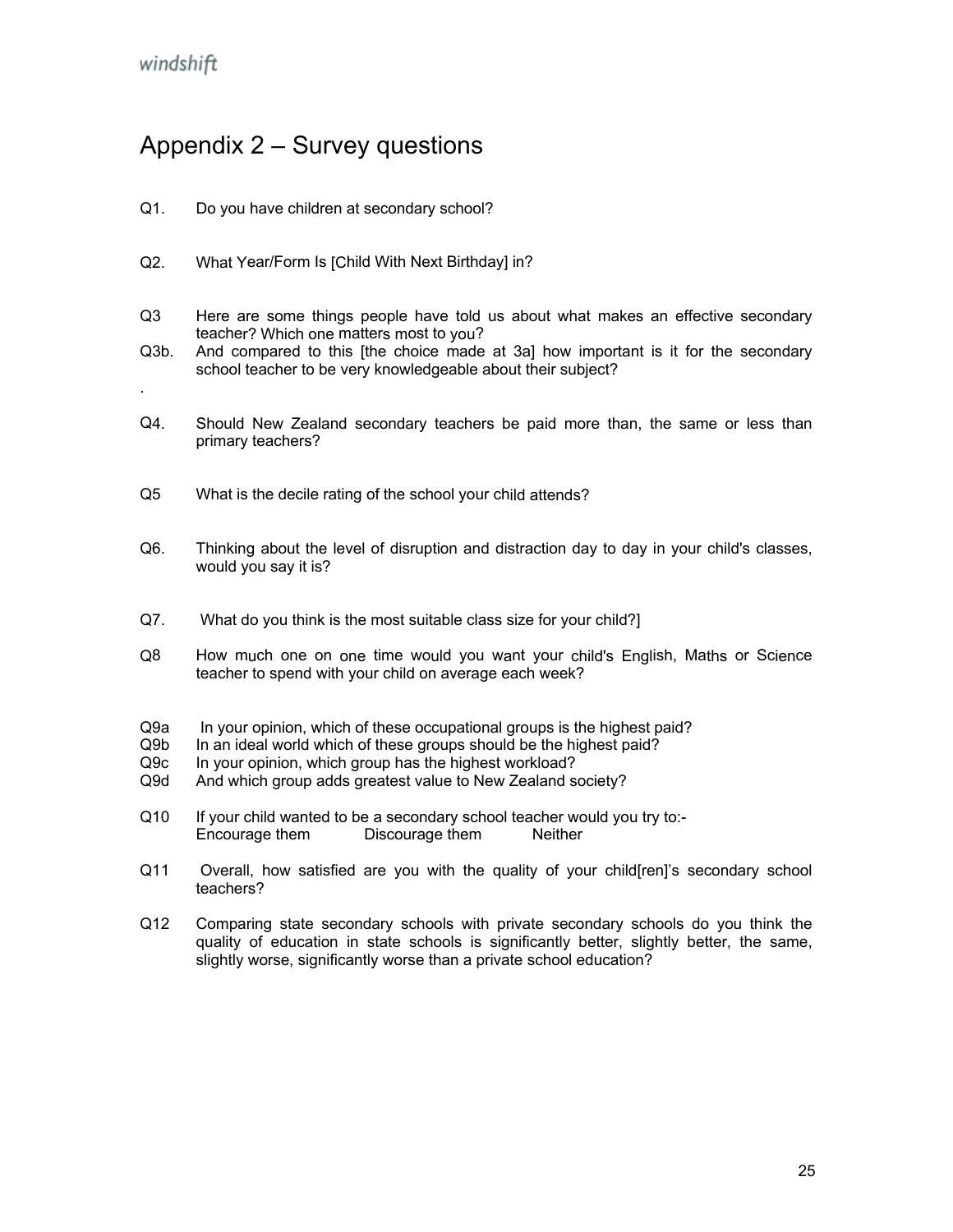# Appendix 2 – Survey questions

Q1. Do you have children at secondary school?

Q2. What Year/Form Is [Child With Next Birthday] in?

Q3 Here are some things people have told us about what makes an effective secondary teacher? Which one matters most to you?

Q3b. And compared to this [the choice made at 3a] how important is it for the secondary school teacher to be very knowledgeable about their subject?

.

Q4. Should New Zealand secondary teachers be paid more than, the same or less than primary teachers?

Q5 What is the decile rating of the school your child attends?

Q6. Thinking about the level of disruption and distraction day to day in your child's classes, would you say it is?

Q7. What do you think is the most suitable class size for your child?]

Q8 How much one on one time would you want your child's English, Maths or Science teacher to spend with your child on average each week?

Q9a In your opinion, which of these occupational groups is the highest paid?

Q9b In an ideal world which of these groups should be the highest paid?

Q9c In your opinion, which group has the highest workload?

Q9d And which group adds greatest value to New Zealand society?

Q10 If your child wanted to be a secondary school teacher would you try to:-
Encourage them     Discourage them     Neither

Q11 Overall, how satisfied are you with the quality of your child[ren]'s secondary school teachers?

Q12 Comparing state secondary schools with private secondary schools do you think the quality of education in state schools is significantly better, slightly better, the same, slightly worse, significantly worse than a private school education?